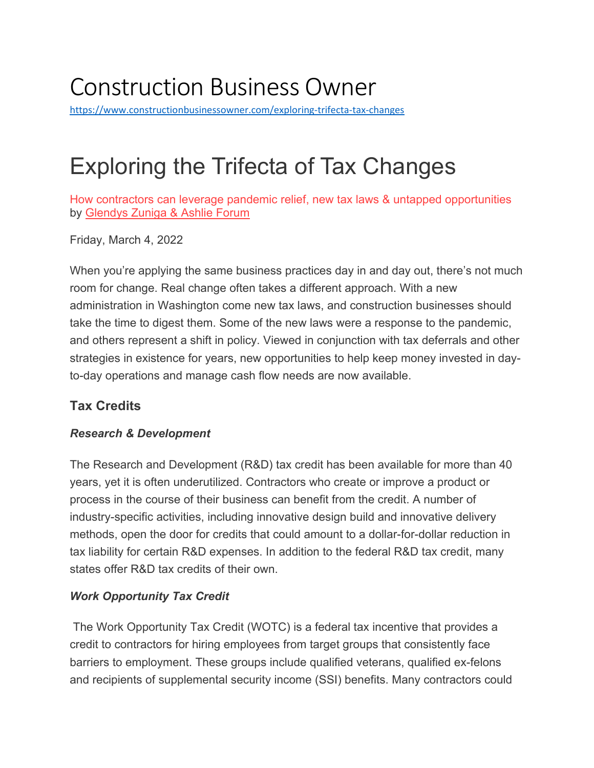# Construction Business Owner

https://www.constructionbusinessowner.com/exploring-trifecta-tax-changes

# Exploring the Trifecta of Tax Changes

How contractors can leverage pandemic relief, new tax laws & untapped opportunities
by Glendys Zuniga & Ashlie Forum

Friday, March 4, 2022

When you're applying the same business practices day in and day out, there's not much room for change. Real change often takes a different approach. With a new administration in Washington come new tax laws, and construction businesses should take the time to digest them. Some of the new laws were a response to the pandemic, and others represent a shift in policy. Viewed in conjunction with tax deferrals and other strategies in existence for years, new opportunities to help keep money invested in day-to-day operations and manage cash flow needs are now available.

## Tax Credits

### *Research & Development*

The Research and Development (R&D) tax credit has been available for more than 40 years, yet it is often underutilized. Contractors who create or improve a product or process in the course of their business can benefit from the credit. A number of industry-specific activities, including innovative design build and innovative delivery methods, open the door for credits that could amount to a dollar-for-dollar reduction in tax liability for certain R&D expenses. In addition to the federal R&D tax credit, many states offer R&D tax credits of their own.

### *Work Opportunity Tax Credit*

The Work Opportunity Tax Credit (WOTC) is a federal tax incentive that provides a credit to contractors for hiring employees from target groups that consistently face barriers to employment. These groups include qualified veterans, qualified ex-felons and recipients of supplemental security income (SSI) benefits. Many contractors could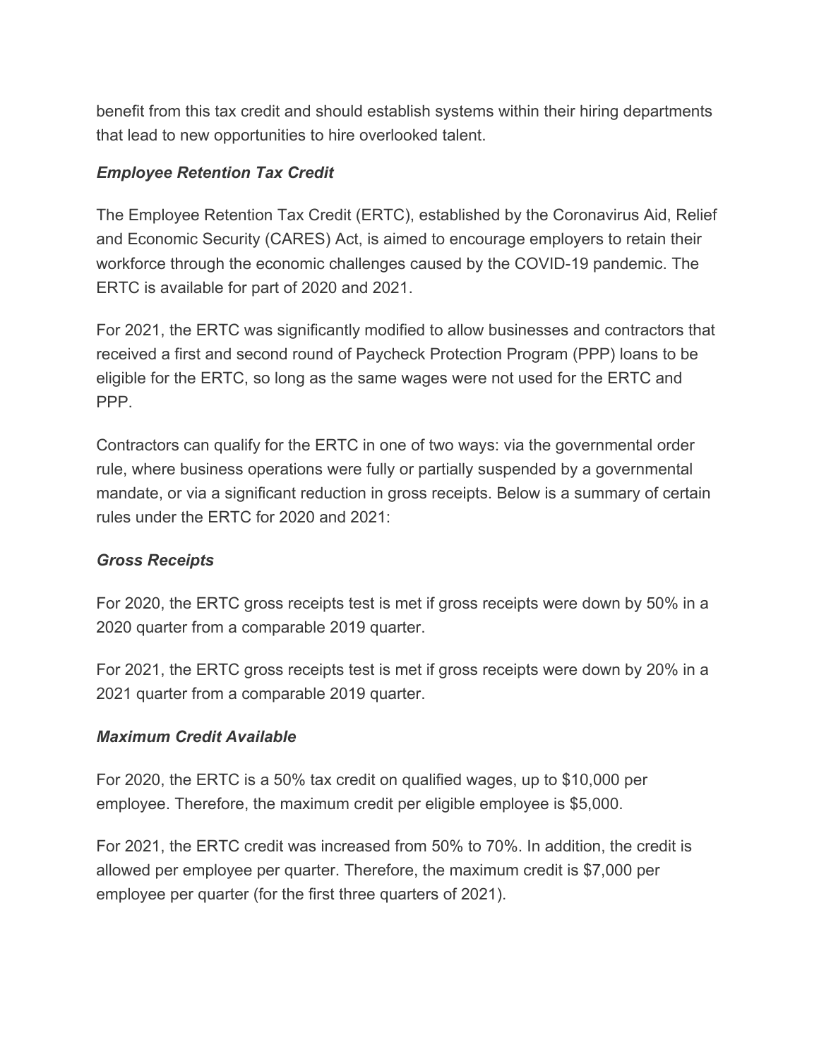benefit from this tax credit and should establish systems within their hiring departments that lead to new opportunities to hire overlooked talent.

***Employee Retention Tax Credit***

The Employee Retention Tax Credit (ERTC), established by the Coronavirus Aid, Relief and Economic Security (CARES) Act, is aimed to encourage employers to retain their workforce through the economic challenges caused by the COVID-19 pandemic. The ERTC is available for part of 2020 and 2021.

For 2021, the ERTC was significantly modified to allow businesses and contractors that received a first and second round of Paycheck Protection Program (PPP) loans to be eligible for the ERTC, so long as the same wages were not used for the ERTC and PPP.

Contractors can qualify for the ERTC in one of two ways: via the governmental order rule, where business operations were fully or partially suspended by a governmental mandate, or via a significant reduction in gross receipts. Below is a summary of certain rules under the ERTC for 2020 and 2021:

***Gross Receipts***

For 2020, the ERTC gross receipts test is met if gross receipts were down by 50% in a 2020 quarter from a comparable 2019 quarter.

For 2021, the ERTC gross receipts test is met if gross receipts were down by 20% in a 2021 quarter from a comparable 2019 quarter.

***Maximum Credit Available***

For 2020, the ERTC is a 50% tax credit on qualified wages, up to $10,000 per employee. Therefore, the maximum credit per eligible employee is $5,000.

For 2021, the ERTC credit was increased from 50% to 70%. In addition, the credit is allowed per employee per quarter. Therefore, the maximum credit is $7,000 per employee per quarter (for the first three quarters of 2021).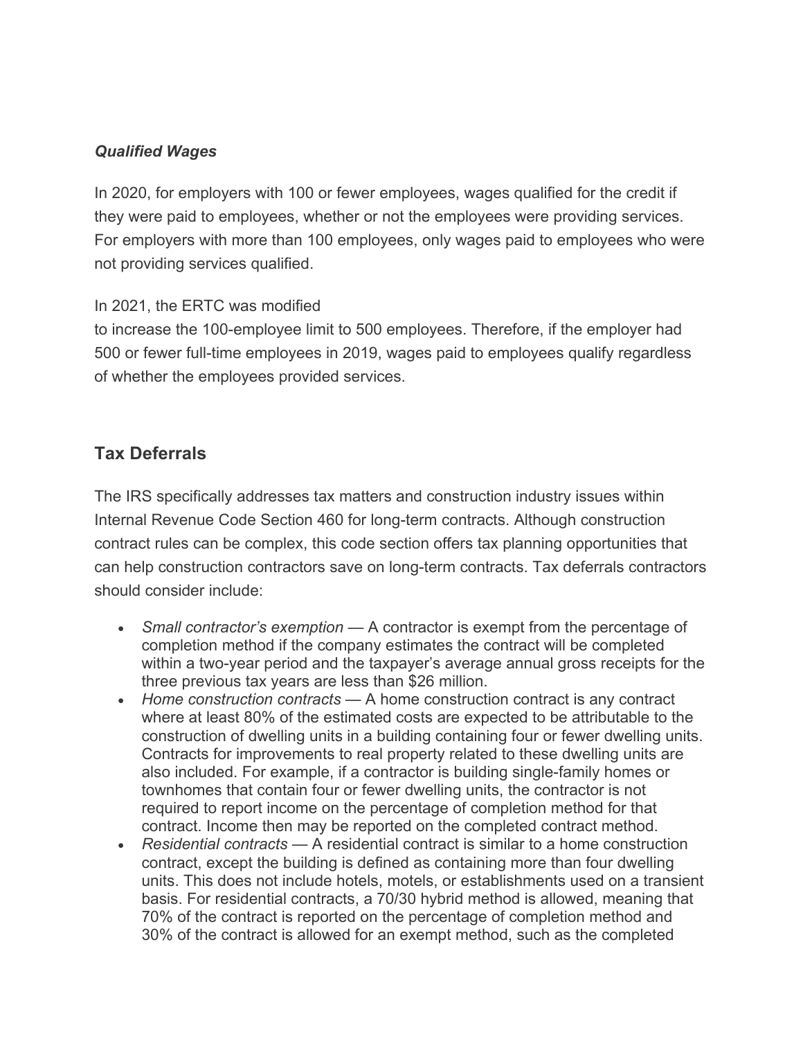***Qualified Wages***

In 2020, for employers with 100 or fewer employees, wages qualified for the credit if they were paid to employees, whether or not the employees were providing services. For employers with more than 100 employees, only wages paid to employees who were not providing services qualified.

In 2021, the ERTC was modified to increase the 100-employee limit to 500 employees. Therefore, if the employer had 500 or fewer full-time employees in 2019, wages paid to employees qualify regardless of whether the employees provided services.

## Tax Deferrals

The IRS specifically addresses tax matters and construction industry issues within Internal Revenue Code Section 460 for long-term contracts. Although construction contract rules can be complex, this code section offers tax planning opportunities that can help construction contractors save on long-term contracts. Tax deferrals contractors should consider include:

- *Small contractor's exemption* — A contractor is exempt from the percentage of completion method if the company estimates the contract will be completed within a two-year period and the taxpayer's average annual gross receipts for the three previous tax years are less than $26 million.
- *Home construction contracts* — A home construction contract is any contract where at least 80% of the estimated costs are expected to be attributable to the construction of dwelling units in a building containing four or fewer dwelling units. Contracts for improvements to real property related to these dwelling units are also included. For example, if a contractor is building single-family homes or townhomes that contain four or fewer dwelling units, the contractor is not required to report income on the percentage of completion method for that contract. Income then may be reported on the completed contract method.
- *Residential contracts* — A residential contract is similar to a home construction contract, except the building is defined as containing more than four dwelling units. This does not include hotels, motels, or establishments used on a transient basis. For residential contracts, a 70/30 hybrid method is allowed, meaning that 70% of the contract is reported on the percentage of completion method and 30% of the contract is allowed for an exempt method, such as the completed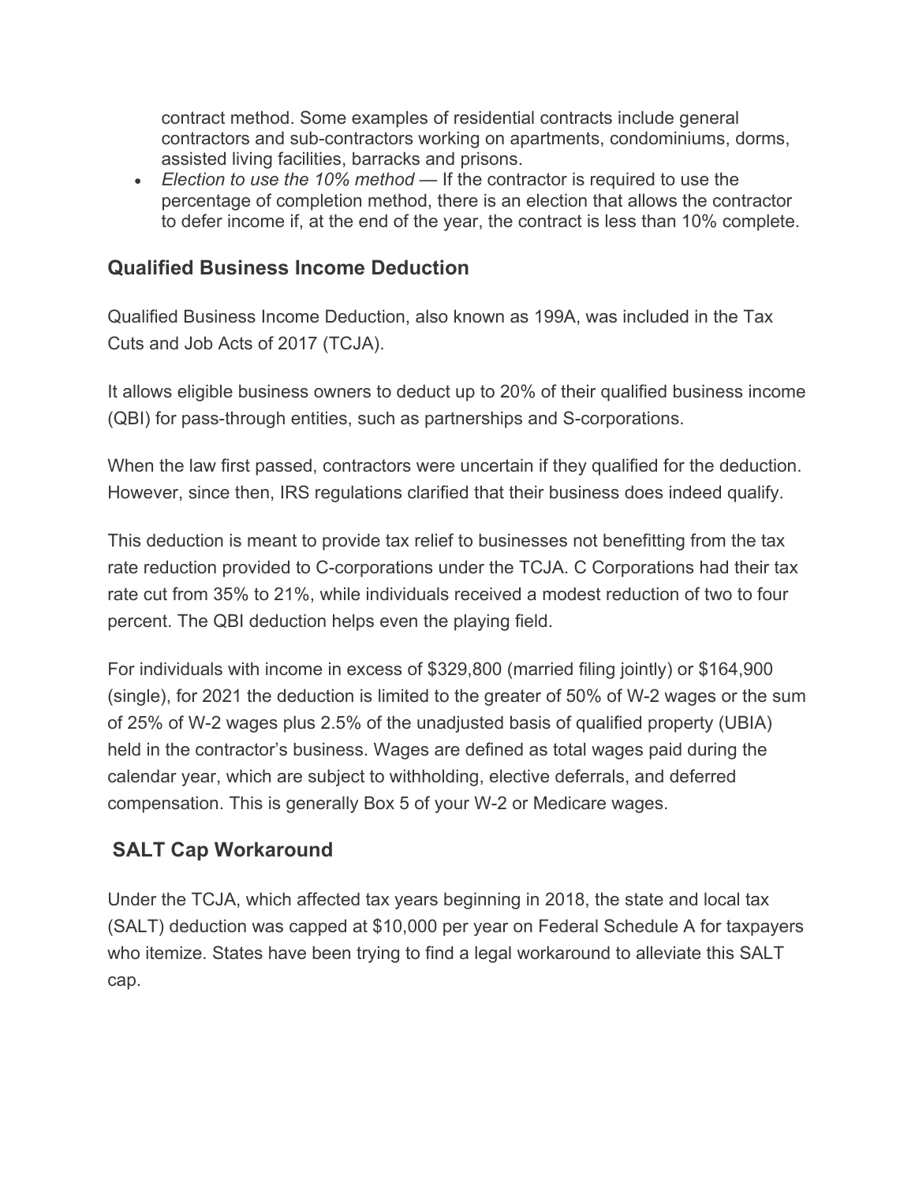contract method. Some examples of residential contracts include general contractors and sub-contractors working on apartments, condominiums, dorms, assisted living facilities, barracks and prisons.

- *Election to use the 10% method* — If the contractor is required to use the percentage of completion method, there is an election that allows the contractor to defer income if, at the end of the year, the contract is less than 10% complete.

### Qualified Business Income Deduction

Qualified Business Income Deduction, also known as 199A, was included in the Tax Cuts and Job Acts of 2017 (TCJA).

It allows eligible business owners to deduct up to 20% of their qualified business income (QBI) for pass-through entities, such as partnerships and S-corporations.

When the law first passed, contractors were uncertain if they qualified for the deduction. However, since then, IRS regulations clarified that their business does indeed qualify.

This deduction is meant to provide tax relief to businesses not benefitting from the tax rate reduction provided to C-corporations under the TCJA. C Corporations had their tax rate cut from 35% to 21%, while individuals received a modest reduction of two to four percent. The QBI deduction helps even the playing field.

For individuals with income in excess of $329,800 (married filing jointly) or $164,900 (single), for 2021 the deduction is limited to the greater of 50% of W-2 wages or the sum of 25% of W-2 wages plus 2.5% of the unadjusted basis of qualified property (UBIA) held in the contractor's business. Wages are defined as total wages paid during the calendar year, which are subject to withholding, elective deferrals, and deferred compensation. This is generally Box 5 of your W-2 or Medicare wages.

### SALT Cap Workaround

Under the TCJA, which affected tax years beginning in 2018, the state and local tax (SALT) deduction was capped at $10,000 per year on Federal Schedule A for taxpayers who itemize. States have been trying to find a legal workaround to alleviate this SALT cap.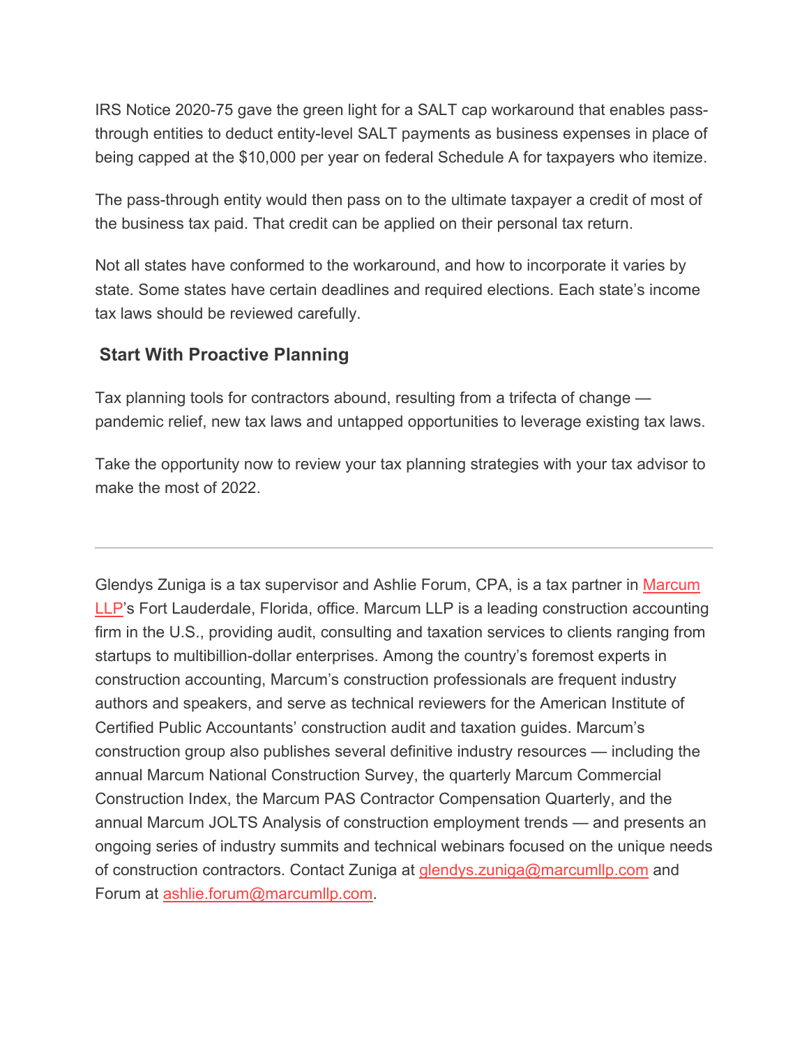IRS Notice 2020-75 gave the green light for a SALT cap workaround that enables pass-through entities to deduct entity-level SALT payments as business expenses in place of being capped at the $10,000 per year on federal Schedule A for taxpayers who itemize.

The pass-through entity would then pass on to the ultimate taxpayer a credit of most of the business tax paid. That credit can be applied on their personal tax return.

Not all states have conformed to the workaround, and how to incorporate it varies by state. Some states have certain deadlines and required elections. Each state's income tax laws should be reviewed carefully.

## Start With Proactive Planning

Tax planning tools for contractors abound, resulting from a trifecta of change — pandemic relief, new tax laws and untapped opportunities to leverage existing tax laws.

Take the opportunity now to review your tax planning strategies with your tax advisor to make the most of 2022.

---

Glendys Zuniga is a tax supervisor and Ashlie Forum, CPA, is a tax partner in Marcum LLP's Fort Lauderdale, Florida, office. Marcum LLP is a leading construction accounting firm in the U.S., providing audit, consulting and taxation services to clients ranging from startups to multibillion-dollar enterprises. Among the country's foremost experts in construction accounting, Marcum's construction professionals are frequent industry authors and speakers, and serve as technical reviewers for the American Institute of Certified Public Accountants' construction audit and taxation guides. Marcum's construction group also publishes several definitive industry resources — including the annual Marcum National Construction Survey, the quarterly Marcum Commercial Construction Index, the Marcum PAS Contractor Compensation Quarterly, and the annual Marcum JOLTS Analysis of construction employment trends — and presents an ongoing series of industry summits and technical webinars focused on the unique needs of construction contractors. Contact Zuniga at glendys.zuniga@marcumllp.com and Forum at ashlie.forum@marcumllp.com.